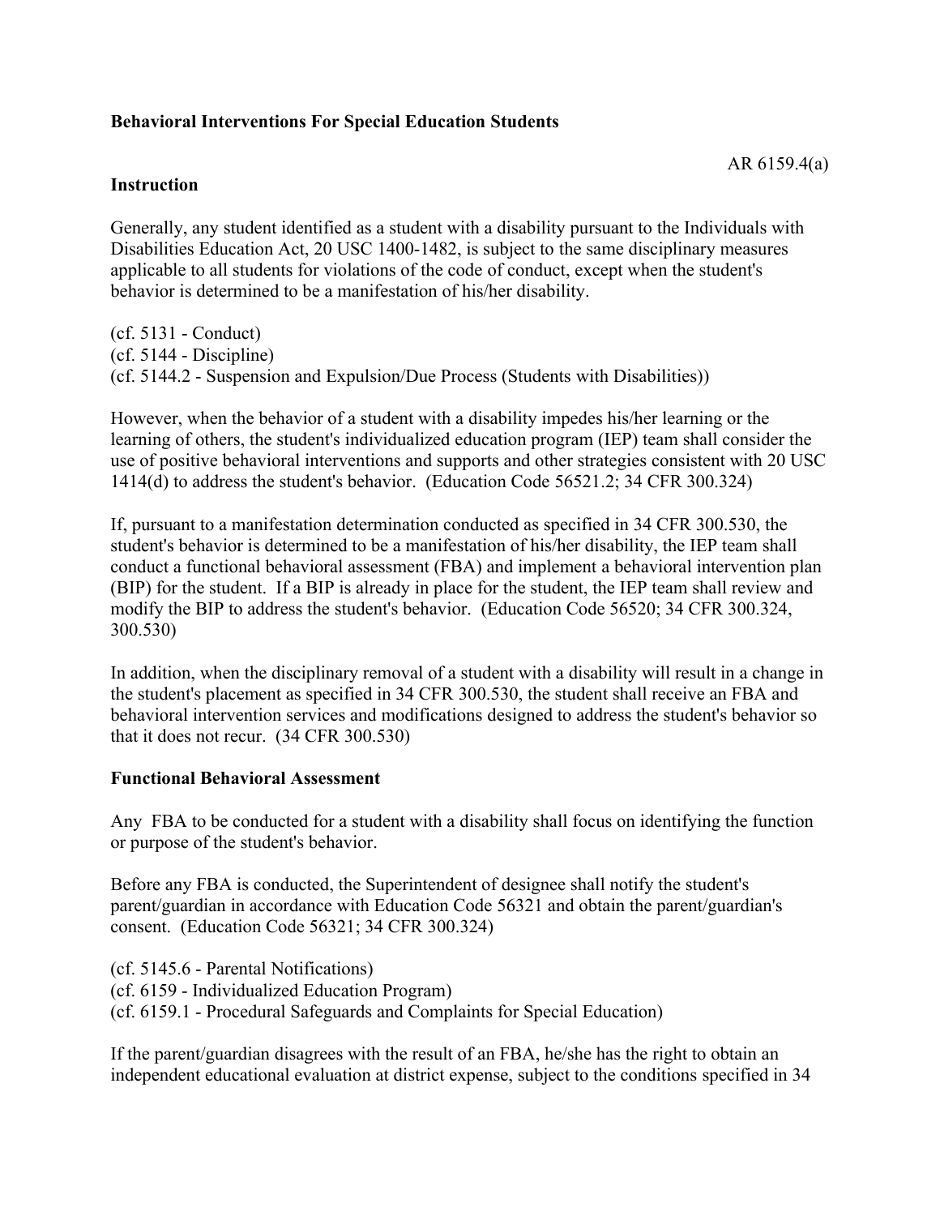**Behavioral Interventions For Special Education Students**

AR 6159.4(a)

**Instruction**

Generally, any student identified as a student with a disability pursuant to the Individuals with Disabilities Education Act, 20 USC 1400-1482, is subject to the same disciplinary measures applicable to all students for violations of the code of conduct, except when the student's behavior is determined to be a manifestation of his/her disability.

(cf. 5131 - Conduct)
(cf. 5144 - Discipline)
(cf. 5144.2 - Suspension and Expulsion/Due Process (Students with Disabilities))

However, when the behavior of a student with a disability impedes his/her learning or the learning of others, the student's individualized education program (IEP) team shall consider the use of positive behavioral interventions and supports and other strategies consistent with 20 USC 1414(d) to address the student's behavior. (Education Code 56521.2; 34 CFR 300.324)

If, pursuant to a manifestation determination conducted as specified in 34 CFR 300.530, the student's behavior is determined to be a manifestation of his/her disability, the IEP team shall conduct a functional behavioral assessment (FBA) and implement a behavioral intervention plan (BIP) for the student. If a BIP is already in place for the student, the IEP team shall review and modify the BIP to address the student's behavior. (Education Code 56520; 34 CFR 300.324, 300.530)

In addition, when the disciplinary removal of a student with a disability will result in a change in the student's placement as specified in 34 CFR 300.530, the student shall receive an FBA and behavioral intervention services and modifications designed to address the student's behavior so that it does not recur. (34 CFR 300.530)

**Functional Behavioral Assessment**

Any FBA to be conducted for a student with a disability shall focus on identifying the function or purpose of the student's behavior.

Before any FBA is conducted, the Superintendent of designee shall notify the student's parent/guardian in accordance with Education Code 56321 and obtain the parent/guardian's consent. (Education Code 56321; 34 CFR 300.324)

(cf. 5145.6 - Parental Notifications)
(cf. 6159 - Individualized Education Program)
(cf. 6159.1 - Procedural Safeguards and Complaints for Special Education)

If the parent/guardian disagrees with the result of an FBA, he/she has the right to obtain an independent educational evaluation at district expense, subject to the conditions specified in 34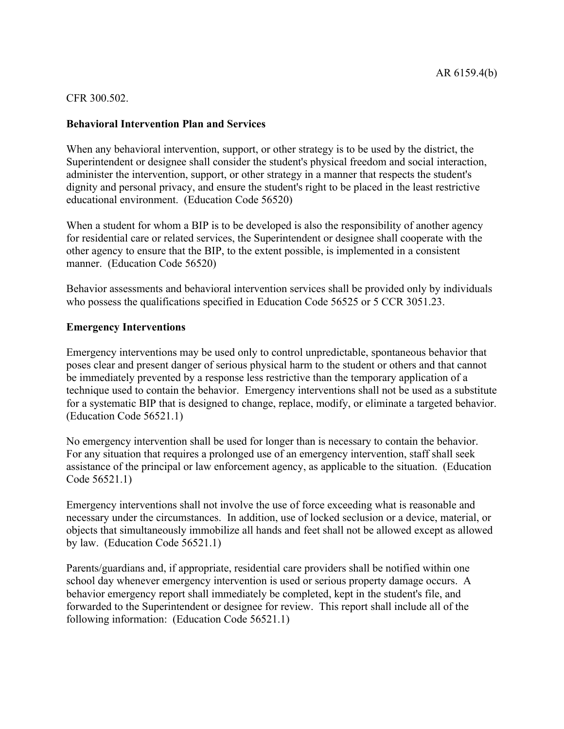CFR 300.502.

**Behavioral Intervention Plan and Services**

When any behavioral intervention, support, or other strategy is to be used by the district, the Superintendent or designee shall consider the student's physical freedom and social interaction, administer the intervention, support, or other strategy in a manner that respects the student's dignity and personal privacy, and ensure the student's right to be placed in the least restrictive educational environment. (Education Code 56520)

When a student for whom a BIP is to be developed is also the responsibility of another agency for residential care or related services, the Superintendent or designee shall cooperate with the other agency to ensure that the BIP, to the extent possible, is implemented in a consistent manner. (Education Code 56520)

Behavior assessments and behavioral intervention services shall be provided only by individuals who possess the qualifications specified in Education Code 56525 or 5 CCR 3051.23.

**Emergency Interventions**

Emergency interventions may be used only to control unpredictable, spontaneous behavior that poses clear and present danger of serious physical harm to the student or others and that cannot be immediately prevented by a response less restrictive than the temporary application of a technique used to contain the behavior. Emergency interventions shall not be used as a substitute for a systematic BIP that is designed to change, replace, modify, or eliminate a targeted behavior. (Education Code 56521.1)

No emergency intervention shall be used for longer than is necessary to contain the behavior. For any situation that requires a prolonged use of an emergency intervention, staff shall seek assistance of the principal or law enforcement agency, as applicable to the situation. (Education Code 56521.1)

Emergency interventions shall not involve the use of force exceeding what is reasonable and necessary under the circumstances. In addition, use of locked seclusion or a device, material, or objects that simultaneously immobilize all hands and feet shall not be allowed except as allowed by law. (Education Code 56521.1)

Parents/guardians and, if appropriate, residential care providers shall be notified within one school day whenever emergency intervention is used or serious property damage occurs. A behavior emergency report shall immediately be completed, kept in the student's file, and forwarded to the Superintendent or designee for review. This report shall include all of the following information: (Education Code 56521.1)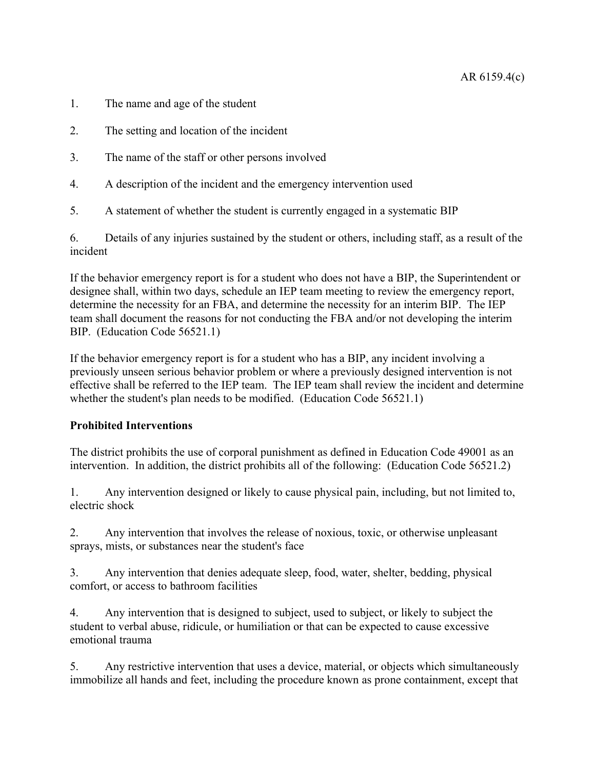1. The name and age of the student

2. The setting and location of the incident

3. The name of the staff or other persons involved

4. A description of the incident and the emergency intervention used

5. A statement of whether the student is currently engaged in a systematic BIP

6. Details of any injuries sustained by the student or others, including staff, as a result of the incident

If the behavior emergency report is for a student who does not have a BIP, the Superintendent or designee shall, within two days, schedule an IEP team meeting to review the emergency report, determine the necessity for an FBA, and determine the necessity for an interim BIP. The IEP team shall document the reasons for not conducting the FBA and/or not developing the interim BIP. (Education Code 56521.1)

If the behavior emergency report is for a student who has a BIP, any incident involving a previously unseen serious behavior problem or where a previously designed intervention is not effective shall be referred to the IEP team. The IEP team shall review the incident and determine whether the student's plan needs to be modified. (Education Code 56521.1)

**Prohibited Interventions**

The district prohibits the use of corporal punishment as defined in Education Code 49001 as an intervention. In addition, the district prohibits all of the following: (Education Code 56521.2)

1. Any intervention designed or likely to cause physical pain, including, but not limited to, electric shock

2. Any intervention that involves the release of noxious, toxic, or otherwise unpleasant sprays, mists, or substances near the student's face

3. Any intervention that denies adequate sleep, food, water, shelter, bedding, physical comfort, or access to bathroom facilities

4. Any intervention that is designed to subject, used to subject, or likely to subject the student to verbal abuse, ridicule, or humiliation or that can be expected to cause excessive emotional trauma

5. Any restrictive intervention that uses a device, material, or objects which simultaneously immobilize all hands and feet, including the procedure known as prone containment, except that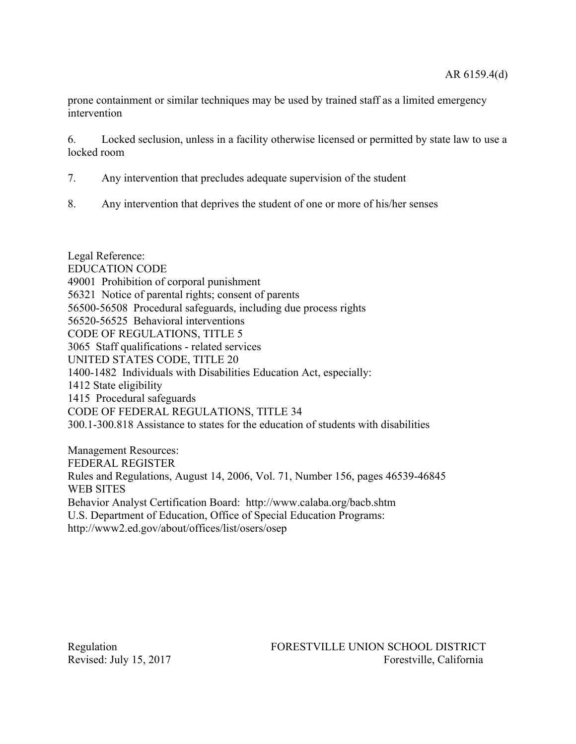prone containment or similar techniques may be used by trained staff as a limited emergency intervention

6. Locked seclusion, unless in a facility otherwise licensed or permitted by state law to use a locked room

7. Any intervention that precludes adequate supervision of the student

8. Any intervention that deprives the student of one or more of his/her senses

Legal Reference:
EDUCATION CODE
49001 Prohibition of corporal punishment
56321 Notice of parental rights; consent of parents
56500-56508 Procedural safeguards, including due process rights
56520-56525 Behavioral interventions
CODE OF REGULATIONS, TITLE 5
3065 Staff qualifications - related services
UNITED STATES CODE, TITLE 20
1400-1482 Individuals with Disabilities Education Act, especially:
1412 State eligibility
1415 Procedural safeguards
CODE OF FEDERAL REGULATIONS, TITLE 34
300.1-300.818 Assistance to states for the education of students with disabilities

Management Resources:
FEDERAL REGISTER
Rules and Regulations, August 14, 2006, Vol. 71, Number 156, pages 46539-46845
WEB SITES
Behavior Analyst Certification Board: http://www.calaba.org/bacb.shtm
U.S. Department of Education, Office of Special Education Programs:
http://www2.ed.gov/about/offices/list/osers/osep

Regulation FORESTVILLE UNION SCHOOL DISTRICT
Revised: July 15, 2017 Forestville, California